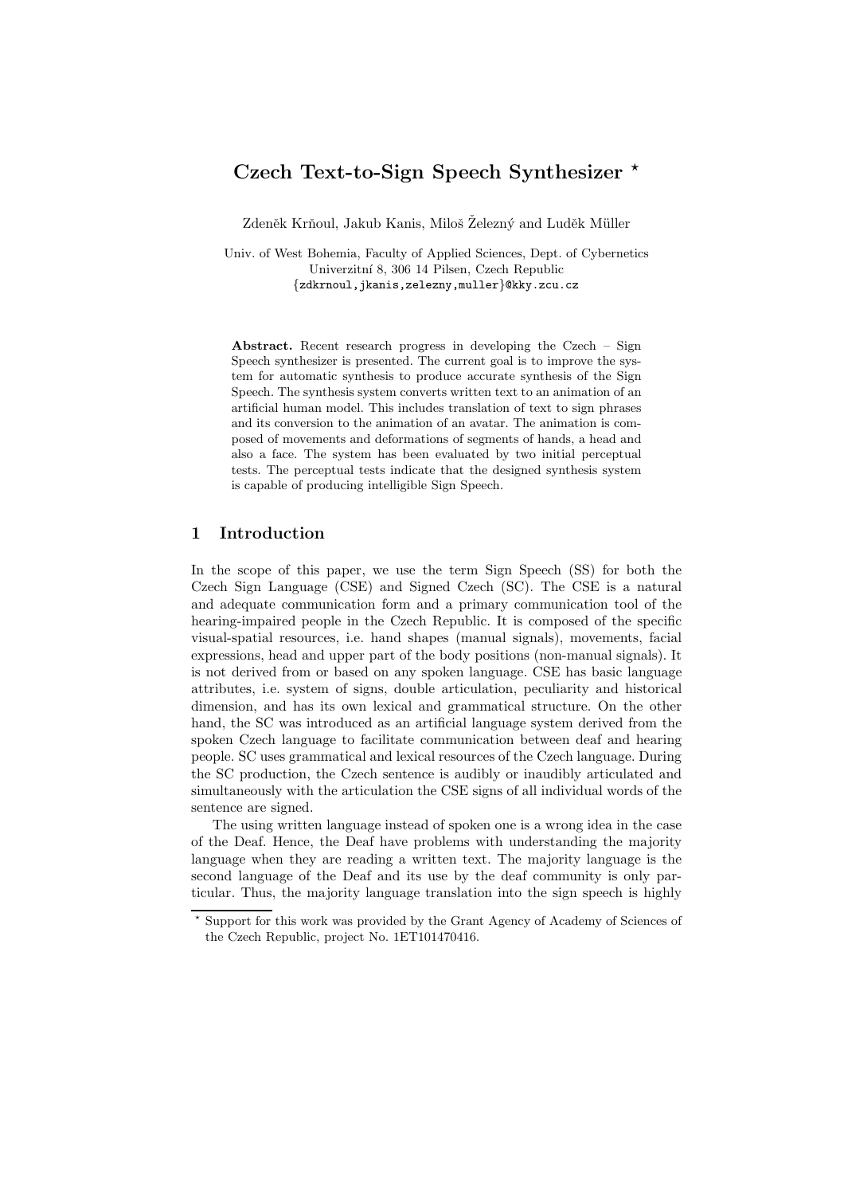# Czech Text-to-Sign Speech Synthesizer *

Zdeněk Krňoul, Jakub Kanis, Miloš Železný and Luděk Müller

Univ. of West Bohemia, Faculty of Applied Sciences, Dept. of Cybernetics
Univerzitní 8, 306 14 Pilsen, Czech Republic
{zdkrnoul,jkanis,zelezny,muller}@kky.zcu.cz

**Abstract.** Recent research progress in developing the Czech – Sign Speech synthesizer is presented. The current goal is to improve the system for automatic synthesis to produce accurate synthesis of the Sign Speech. The synthesis system converts written text to an animation of an artificial human model. This includes translation of text to sign phrases and its conversion to the animation of an avatar. The animation is composed of movements and deformations of segments of hands, a head and also a face. The system has been evaluated by two initial perceptual tests. The perceptual tests indicate that the designed synthesis system is capable of producing intelligible Sign Speech.

## 1 Introduction

In the scope of this paper, we use the term Sign Speech (SS) for both the Czech Sign Language (CSE) and Signed Czech (SC). The CSE is a natural and adequate communication form and a primary communication tool of the hearing-impaired people in the Czech Republic. It is composed of the specific visual-spatial resources, i.e. hand shapes (manual signals), movements, facial expressions, head and upper part of the body positions (non-manual signals). It is not derived from or based on any spoken language. CSE has basic language attributes, i.e. system of signs, double articulation, peculiarity and historical dimension, and has its own lexical and grammatical structure. On the other hand, the SC was introduced as an artificial language system derived from the spoken Czech language to facilitate communication between deaf and hearing people. SC uses grammatical and lexical resources of the Czech language. During the SC production, the Czech sentence is audibly or inaudibly articulated and simultaneously with the articulation the CSE signs of all individual words of the sentence are signed.

The using written language instead of spoken one is a wrong idea in the case of the Deaf. Hence, the Deaf have problems with understanding the majority language when they are reading a written text. The majority language is the second language of the Deaf and its use by the deaf community is only particular. Thus, the majority language translation into the sign speech is highly

* Support for this work was provided by the Grant Agency of Academy of Sciences of the Czech Republic, project No. 1ET101470416.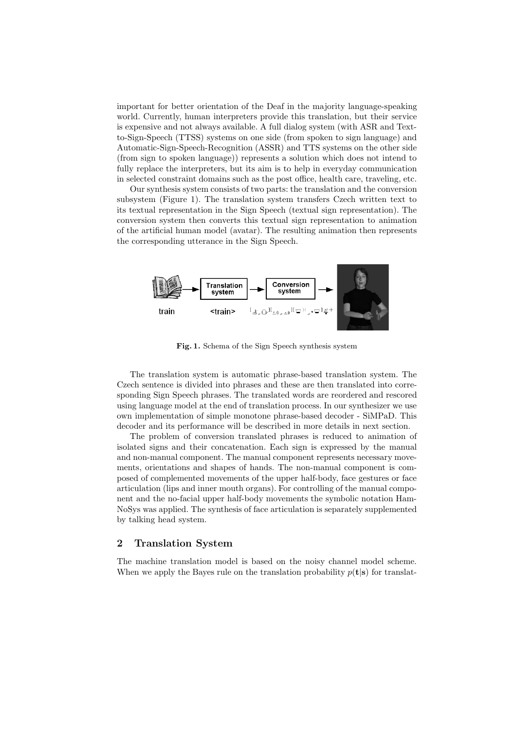important for better orientation of the Deaf in the majority language-speaking world. Currently, human interpreters provide this translation, but their service is expensive and not always available. A full dialog system (with ASR and Text-to-Sign-Speech (TTSS) systems on one side (from spoken to sign language) and Automatic-Sign-Speech-Recognition (ASSR) and TTS systems on the other side (from sign to spoken language)) represents a solution which does not intend to fully replace the interpreters, but its aim is to help in everyday communication in selected constraint domains such as the post office, health care, traveling, etc.

Our synthesis system consists of two parts: the translation and the conversion subsystem (Figure 1). The translation system transfers Czech written text to its textual representation in the Sign Speech (textual sign representation). The conversion system then converts this textual sign representation to animation of the artificial human model (avatar). The resulting animation then represents the corresponding utterance in the Sign Speech.

**Fig. 1.** Schema of the Sign Speech synthesis system

The translation system is automatic phrase-based translation system. The Czech sentence is divided into phrases and these are then translated into corresponding Sign Speech phrases. The translated words are reordered and rescored using language model at the end of translation process. In our synthesizer we use own implementation of simple monotone phrase-based decoder - SiMPaD. This decoder and its performance will be described in more details in next section.

The problem of conversion translated phrases is reduced to animation of isolated signs and their concatenation. Each sign is expressed by the manual and non-manual component. The manual component represents necessary movements, orientations and shapes of hands. The non-manual component is composed of complemented movements of the upper half-body, face gestures or face articulation (lips and inner mouth organs). For controlling of the manual component and the no-facial upper half-body movements the symbolic notation HamNoSys was applied. The synthesis of face articulation is separately supplemented by talking head system.

## 2 Translation System

The machine translation model is based on the noisy channel model scheme. When we apply the Bayes rule on the translation probability $p(\mathbf{t}|\mathbf{s})$ for translat-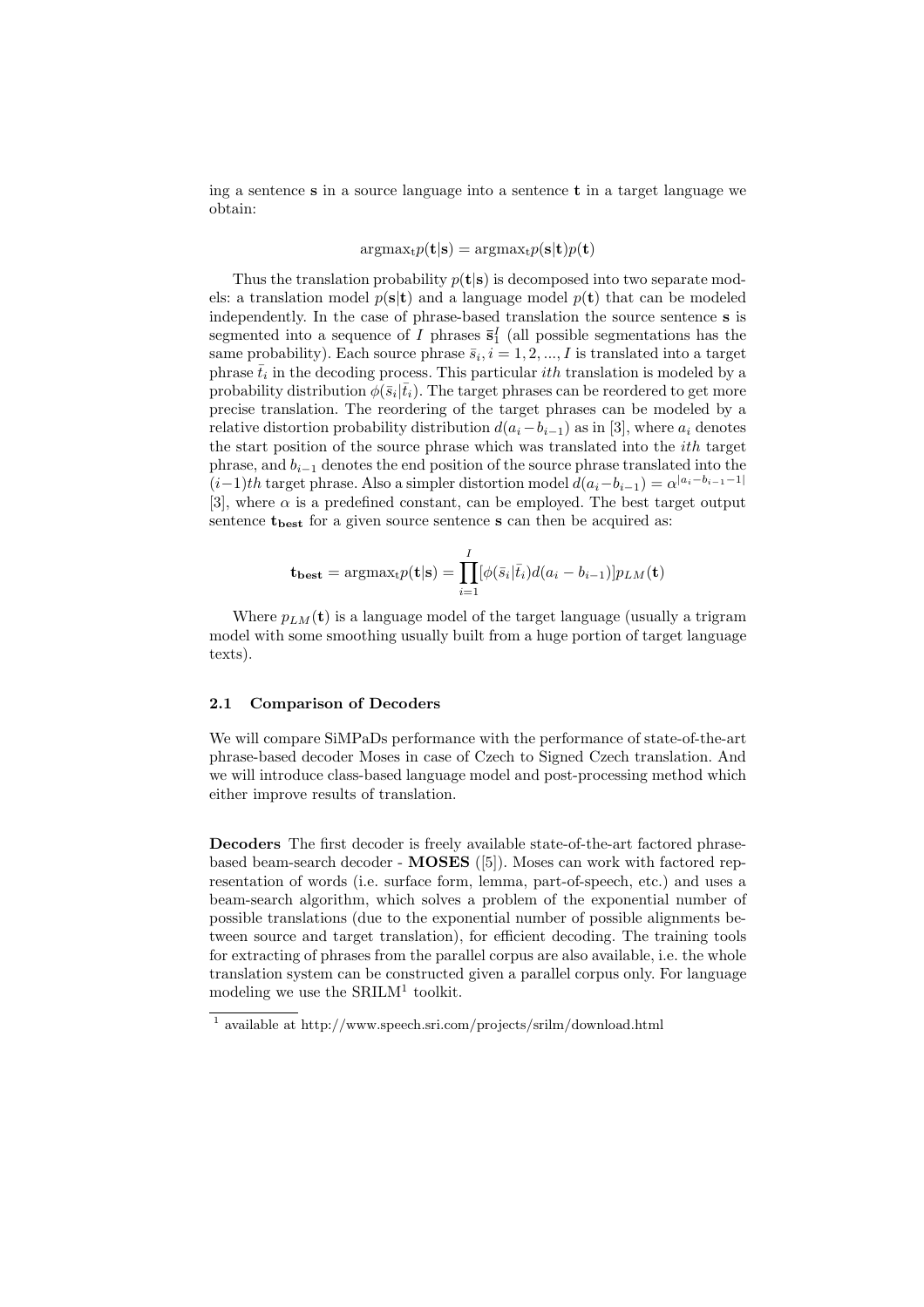ing a sentence **s** in a source language into a sentence **t** in a target language we obtain:

$$\text{argmax}_{\text{t}} p(\mathbf{t}|\mathbf{s}) = \text{argmax}_{\text{t}} p(\mathbf{s}|\mathbf{t})p(\mathbf{t})$$

Thus the translation probability $p(\mathbf{t}|\mathbf{s})$ is decomposed into two separate models: a translation model $p(\mathbf{s}|\mathbf{t})$ and a language model $p(\mathbf{t})$ that can be modeled independently. In the case of phrase-based translation the source sentence **s** is segmented into a sequence of $I$ phrases $\bar{\mathbf{s}}_1^I$ (all possible segmentations has the same probability). Each source phrase $\bar{s}_i, i = 1, 2, ..., I$ is translated into a target phrase $\bar{t}_i$ in the decoding process. This particular *ith* translation is modeled by a probability distribution $\phi(\bar{s}_i|\bar{t}_i)$. The target phrases can be reordered to get more precise translation. The reordering of the target phrases can be modeled by a relative distortion probability distribution $d(a_i - b_{i-1})$ as in [3], where $a_i$ denotes the start position of the source phrase which was translated into the *ith* target phrase, and $b_{i-1}$ denotes the end position of the source phrase translated into the $(i-1)th$ target phrase. Also a simpler distortion model $d(a_i - b_{i-1}) = \alpha^{|a_i - b_{i-1} - 1|}$ [3], where $\alpha$ is a predefined constant, can be employed. The best target output sentence $\mathbf{t_{best}}$ for a given source sentence **s** can then be acquired as:

$$\mathbf{t_{best}} = \text{argmax}_{\text{t}} p(\mathbf{t}|\mathbf{s}) = \prod_{i=1}^{I} [\phi(\bar{s}_i|\bar{t}_i) d(a_i - b_{i-1})] p_{LM}(\mathbf{t})$$

Where $p_{LM}(\mathbf{t})$ is a language model of the target language (usually a trigram model with some smoothing usually built from a huge portion of target language texts).

### 2.1 Comparison of Decoders

We will compare SiMPaDs performance with the performance of state-of-the-art phrase-based decoder Moses in case of Czech to Signed Czech translation. And we will introduce class-based language model and post-processing method which either improve results of translation.

**Decoders** The first decoder is freely available state-of-the-art factored phrase-based beam-search decoder - **MOSES** ([5]). Moses can work with factored representation of words (i.e. surface form, lemma, part-of-speech, etc.) and uses a beam-search algorithm, which solves a problem of the exponential number of possible translations (due to the exponential number of possible alignments between source and target translation), for efficient decoding. The training tools for extracting of phrases from the parallel corpus are also available, i.e. the whole translation system can be constructed given a parallel corpus only. For language modeling we use the SRILM[1] toolkit.

---

[1] available at http://www.speech.sri.com/projects/srilm/download.html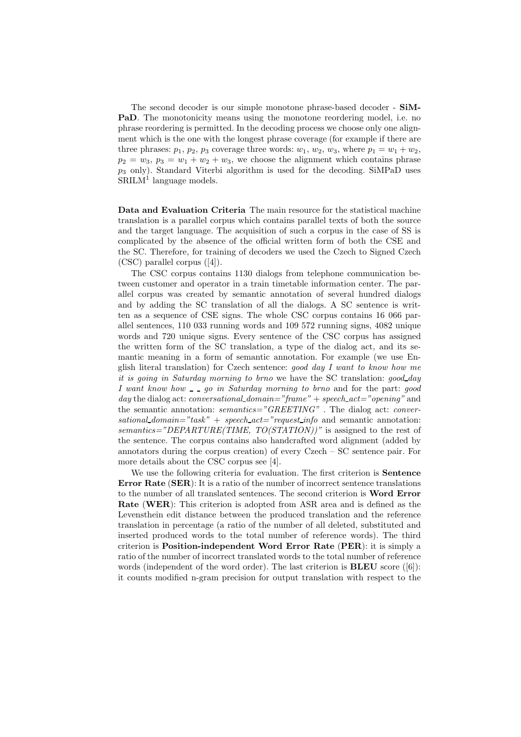The second decoder is our simple monotone phrase-based decoder - **SiMPaD**. The monotonicity means using the monotone reordering model, i.e. no phrase reordering is permitted. In the decoding process we choose only one alignment which is the one with the longest phrase coverage (for example if there are three phrases: $p_1$, $p_2$, $p_3$ coverage three words: $w_1$, $w_2$, $w_3$, where $p_1 = w_1 + w_2$, $p_2 = w_3$, $p_3 = w_1 + w_2 + w_3$, we choose the alignment which contains phrase $p_3$ only). Standard Viterbi algorithm is used for the decoding. SiMPaD uses SRILM[1] language models.

**Data and Evaluation Criteria** The main resource for the statistical machine translation is a parallel corpus which contains parallel texts of both the source and the target language. The acquisition of such a corpus in the case of SS is complicated by the absence of the official written form of both the CSE and the SC. Therefore, for training of decoders we used the Czech to Signed Czech (CSC) parallel corpus ([4]).

The CSC corpus contains 1130 dialogs from telephone communication between customer and operator in a train timetable information center. The parallel corpus was created by semantic annotation of several hundred dialogs and by adding the SC translation of all the dialogs. A SC sentence is written as a sequence of CSE signs. The whole CSC corpus contains 16 066 parallel sentences, 110 033 running words and 109 572 running signs, 4082 unique words and 720 unique signs. Every sentence of the CSC corpus has assigned the written form of the SC translation, a type of the dialog act, and its semantic meaning in a form of semantic annotation. For example (we use English literal translation) for Czech sentence: *good day I want to know how me it is going in Saturday morning to brno* we have the SC translation: *good_day I want know how _ _ go in Saturday morning to brno* and for the part: *good day* the dialog act: *conversational_domain="frame"* + *speech_act="opening"* and the semantic annotation: *semantics="GREETING"* . The dialog act: *conversational_domain="task"* + *speech_act="request_info* and semantic annotation: *semantics="DEPARTURE(TIME, TO(STATION))"* is assigned to the rest of the sentence. The corpus contains also handcrafted word alignment (added by annotators during the corpus creation) of every Czech – SC sentence pair. For more details about the CSC corpus see [4].

We use the following criteria for evaluation. The first criterion is **Sentence Error Rate** (**SER**): It is a ratio of the number of incorrect sentence translations to the number of all translated sentences. The second criterion is **Word Error Rate** (**WER**): This criterion is adopted from ASR area and is defined as the Levensthein edit distance between the produced translation and the reference translation in percentage (a ratio of the number of all deleted, substituted and inserted produced words to the total number of reference words). The third criterion is **Position-independent Word Error Rate** (**PER**): it is simply a ratio of the number of incorrect translated words to the total number of reference words (independent of the word order). The last criterion is **BLEU** score ([6]): it counts modified n-gram precision for output translation with respect to the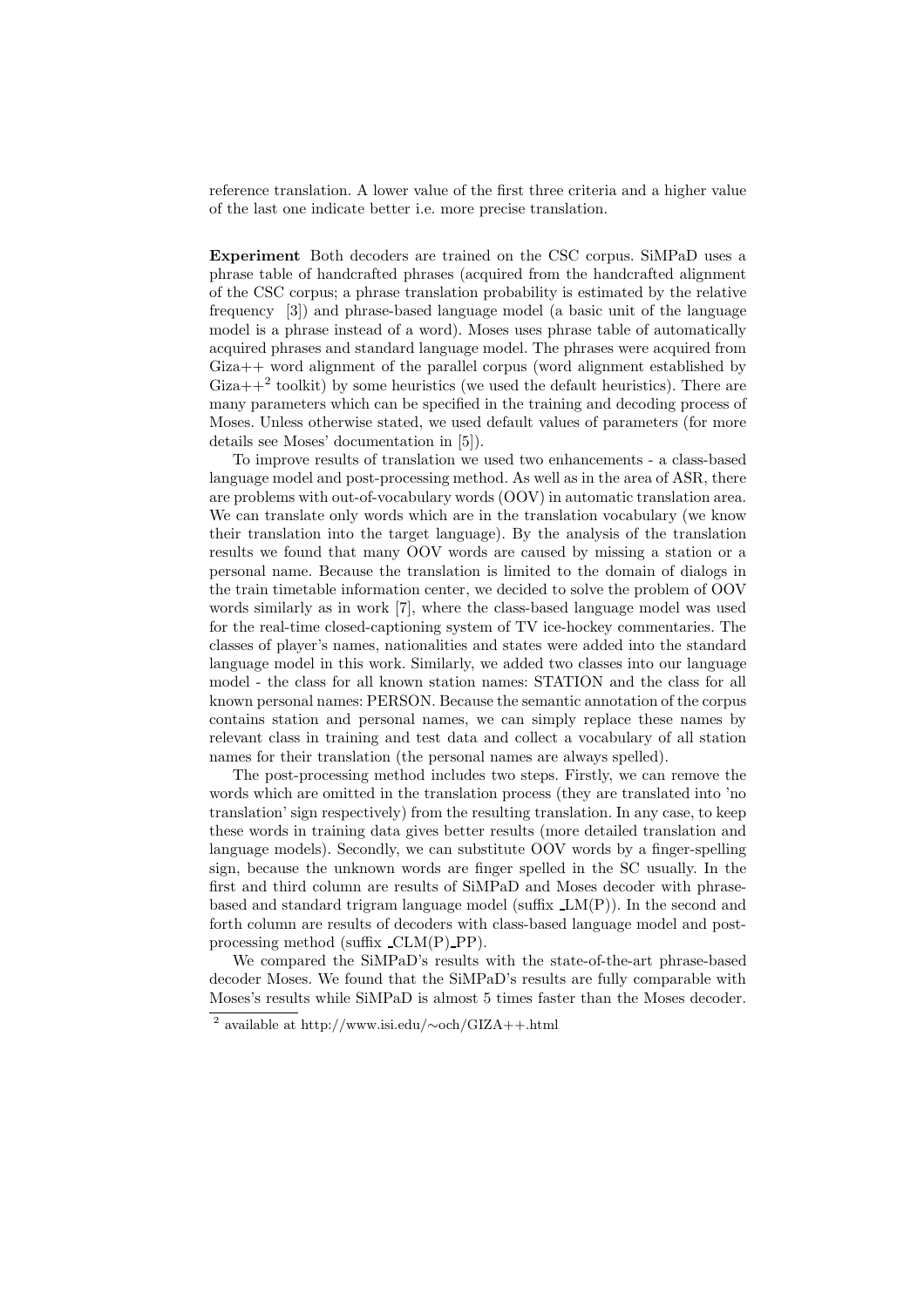reference translation. A lower value of the first three criteria and a higher value of the last one indicate better i.e. more precise translation.

**Experiment** Both decoders are trained on the CSC corpus. SiMPaD uses a phrase table of handcrafted phrases (acquired from the handcrafted alignment of the CSC corpus; a phrase translation probability is estimated by the relative frequency [3]) and phrase-based language model (a basic unit of the language model is a phrase instead of a word). Moses uses phrase table of automatically acquired phrases and standard language model. The phrases were acquired from Giza++ word alignment of the parallel corpus (word alignment established by Giza++[2] toolkit) by some heuristics (we used the default heuristics). There are many parameters which can be specified in the training and decoding process of Moses. Unless otherwise stated, we used default values of parameters (for more details see Moses' documentation in [5]).

To improve results of translation we used two enhancements - a class-based language model and post-processing method. As well as in the area of ASR, there are problems with out-of-vocabulary words (OOV) in automatic translation area. We can translate only words which are in the translation vocabulary (we know their translation into the target language). By the analysis of the translation results we found that many OOV words are caused by missing a station or a personal name. Because the translation is limited to the domain of dialogs in the train timetable information center, we decided to solve the problem of OOV words similarly as in work [7], where the class-based language model was used for the real-time closed-captioning system of TV ice-hockey commentaries. The classes of player's names, nationalities and states were added into the standard language model in this work. Similarly, we added two classes into our language model - the class for all known station names: STATION and the class for all known personal names: PERSON. Because the semantic annotation of the corpus contains station and personal names, we can simply replace these names by relevant class in training and test data and collect a vocabulary of all station names for their translation (the personal names are always spelled).

The post-processing method includes two steps. Firstly, we can remove the words which are omitted in the translation process (they are translated into 'no translation' sign respectively) from the resulting translation. In any case, to keep these words in training data gives better results (more detailed translation and language models). Secondly, we can substitute OOV words by a finger-spelling sign, because the unknown words are finger spelled in the SC usually. In the first and third column are results of SiMPaD and Moses decoder with phrase-based and standard trigram language model (suffix _LM(P)). In the second and forth column are results of decoders with class-based language model and post-processing method (suffix _CLM(P)_PP).

We compared the SiMPaD's results with the state-of-the-art phrase-based decoder Moses. We found that the SiMPaD's results are fully comparable with Moses's results while SiMPaD is almost 5 times faster than the Moses decoder.

[2] available at http://www.isi.edu/~och/GIZA++.html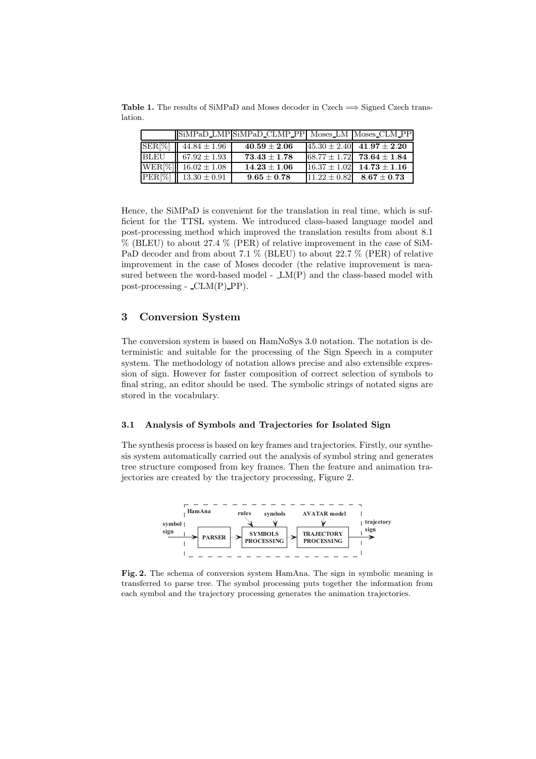**Table 1.** The results of SiMPaD and Moses decoder in Czech $\Longrightarrow$ Signed Czech translation.

| | SiMPaD_LMP | SiMPaD_CLMP_PP | Moses_LM | Moses_CLM_PP |
|---|---|---|---|---|
| SER[%] | $44.84 \pm 1.96$ | $\mathbf{40.59 \pm 2.06}$ | $45.30 \pm 2.40$ | $\mathbf{41.97 \pm 2.20}$ |
| BLEU | $67.92 \pm 1.93$ | $\mathbf{73.43 \pm 1.78}$ | $68.77 \pm 1.72$ | $\mathbf{73.64 \pm 1.84}$ |
| WER[%] | $16.02 \pm 1.08$ | $\mathbf{14.23 \pm 1.06}$ | $16.37 \pm 1.02$ | $\mathbf{14.73 \pm 1.16}$ |
| PER[%] | $13.30 \pm 0.91$ | $\mathbf{9.65 \pm 0.78}$ | $11.22 \pm 0.82$ | $\mathbf{8.67 \pm 0.73}$ |

Hence, the SiMPaD is convenient for the translation in real time, which is sufficient for the TTSL system. We introduced class-based language model and post-processing method which improved the translation results from about 8.1 % (BLEU) to about 27.4 % (PER) of relative improvement in the case of SiMPaD decoder and from about 7.1 % (BLEU) to about 22.7 % (PER) of relative improvement in the case of Moses decoder (the relative improvement is measured between the word-based model - _LM(P) and the class-based model with post-processing - _CLM(P)_PP).

## 3 Conversion System

The conversion system is based on HamNoSys 3.0 notation. The notation is deterministic and suitable for the processing of the Sign Speech in a computer system. The methodology of notation allows precise and also extensible expression of sign. However for faster composition of correct selection of symbols to final string, an editor should be used. The symbolic strings of notated signs are stored in the vocabulary.

### 3.1 Analysis of Symbols and Trajectories for Isolated Sign

The synthesis process is based on key frames and trajectories. Firstly, our synthesis system automatically carried out the analysis of symbol string and generates tree structure composed from key frames. Then the feature and animation trajectories are created by the trajectory processing, Figure 2.

**Fig. 2.** The schema of conversion system HamAna. The sign in symbolic meaning is transferred to parse tree. The symbol processing puts together the information from each symbol and the trajectory processing generates the animation trajectories.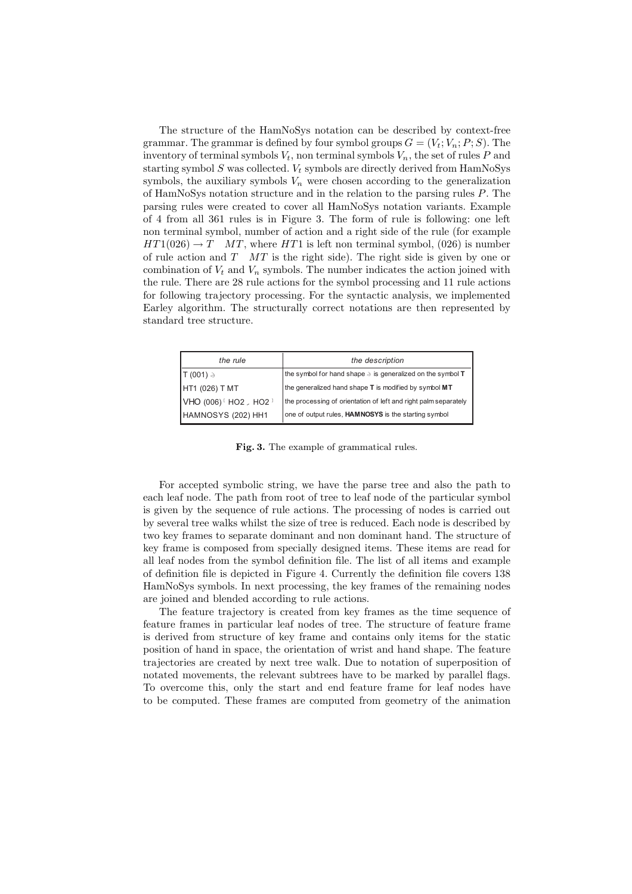The structure of the HamNoSys notation can be described by context-free grammar. The grammar is defined by four symbol groups $G = (V_t; V_n; P; S)$. The inventory of terminal symbols $V_t$, non terminal symbols $V_n$, the set of rules $P$ and starting symbol $S$ was collected. $V_t$ symbols are directly derived from HamNoSys symbols, the auxiliary symbols $V_n$ were chosen according to the generalization of HamNoSys notation structure and in the relation to the parsing rules $P$. The parsing rules were created to cover all HamNoSys notation variants. Example of 4 from all 361 rules is in Figure 3. The form of rule is following: one left non terminal symbol, number of action and a right side of the rule (for example $HT1(026) \rightarrow T \quad MT$, where $HT1$ is left non terminal symbol, (026) is number of rule action and $T \quad MT$ is the right side). The right side is given by one or combination of $V_t$ and $V_n$ symbols. The number indicates the action joined with the rule. There are 28 rule actions for the symbol processing and 11 rule actions for following trajectory processing. For the syntactic analysis, we implemented Earley algorithm. The structurally correct notations are then represented by standard tree structure.

| *the rule* | *the description* |
|---|---|
| T (001) ꜿ | the symbol for hand shape ꜿ is generalized on the symbol **T** |
| HT1 (026) T MT | the generalized hand shape **T** is modified by symbol **MT** |
| VHO (006) ⁽ HO2 ⸝ HO2 ⁾ | the processing of orientation of left and right palm separately |
| HAMNOSYS (202) HH1 | one of output rules, **HAMNOSYS** is the starting symbol |

**Fig. 3.** The example of grammatical rules.

For accepted symbolic string, we have the parse tree and also the path to each leaf node. The path from root of tree to leaf node of the particular symbol is given by the sequence of rule actions. The processing of nodes is carried out by several tree walks whilst the size of tree is reduced. Each node is described by two key frames to separate dominant and non dominant hand. The structure of key frame is composed from specially designed items. These items are read for all leaf nodes from the symbol definition file. The list of all items and example of definition file is depicted in Figure 4. Currently the definition file covers 138 HamNoSys symbols. In next processing, the key frames of the remaining nodes are joined and blended according to rule actions.

The feature trajectory is created from key frames as the time sequence of feature frames in particular leaf nodes of tree. The structure of feature frame is derived from structure of key frame and contains only items for the static position of hand in space, the orientation of wrist and hand shape. The feature trajectories are created by next tree walk. Due to notation of superposition of notated movements, the relevant subtrees have to be marked by parallel flags. To overcome this, only the start and end feature frame for leaf nodes have to be computed. These frames are computed from geometry of the animation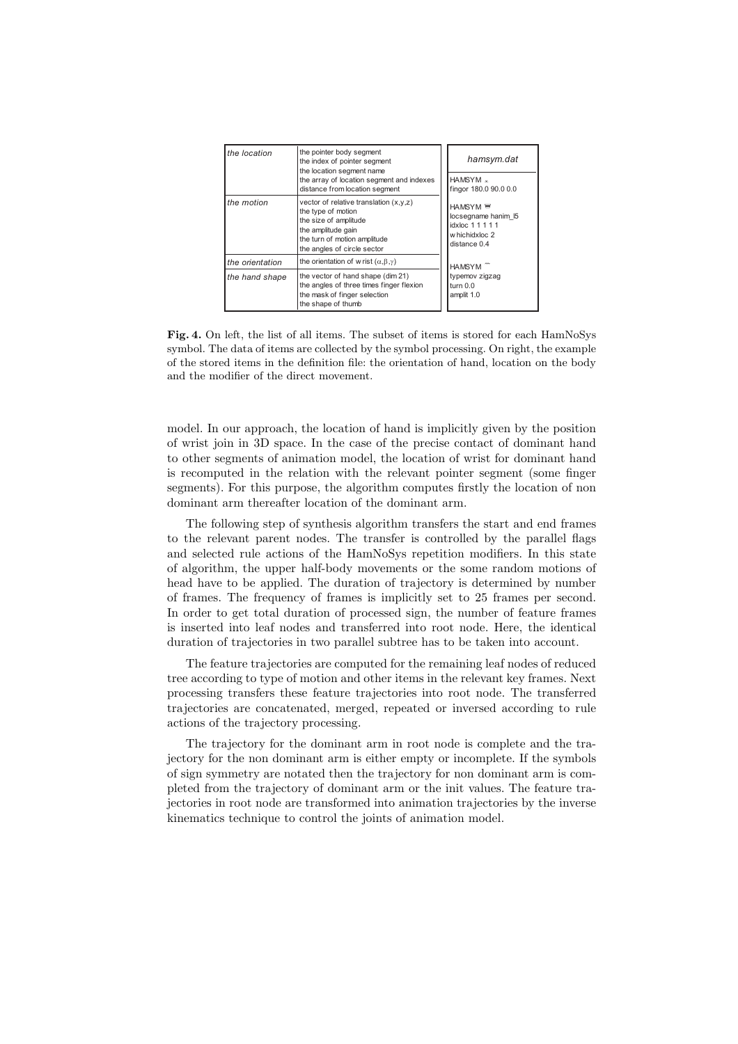| the location | the pointer body segment<br>the index of pointer segment<br>the location segment name<br>the array of location segment and indexes<br>distance from location segment |
| --- | --- |
| the motion | vector of relative translation (x,y,z)<br>the type of motion<br>the size of amplitude<br>the amplitude gain<br>the turn of motion amplitude<br>the angles of circle sector |
| the orientation | the orientation of wrist ($\alpha$,$\beta$,$\gamma$) |
| the hand shape | the vector of hand shape (dim 21)<br>the angles of three times finger flexion<br>the mask of finger selection<br>the shape of thumb |

| hamsym.dat |
| --- |
| HAMSYM<br>fingor 180.0 90.0 0.0 |
| HAMSYM<br>locsegname hanim_l5<br>idxloc 1 1 1 1 1<br>whichidxloc 2<br>distance 0.4 |
| HAMSYM<br>typemov zigzag<br>turn 0.0<br>amplit 1.0 |

**Fig. 4.** On left, the list of all items. The subset of items is stored for each HamNoSys symbol. The data of items are collected by the symbol processing. On right, the example of the stored items in the definition file: the orientation of hand, location on the body and the modifier of the direct movement.

model. In our approach, the location of hand is implicitly given by the position of wrist join in 3D space. In the case of the precise contact of dominant hand to other segments of animation model, the location of wrist for dominant hand is recomputed in the relation with the relevant pointer segment (some finger segments). For this purpose, the algorithm computes firstly the location of non dominant arm thereafter location of the dominant arm.

The following step of synthesis algorithm transfers the start and end frames to the relevant parent nodes. The transfer is controlled by the parallel flags and selected rule actions of the HamNoSys repetition modifiers. In this state of algorithm, the upper half-body movements or the some random motions of head have to be applied. The duration of trajectory is determined by number of frames. The frequency of frames is implicitly set to 25 frames per second. In order to get total duration of processed sign, the number of feature frames is inserted into leaf nodes and transferred into root node. Here, the identical duration of trajectories in two parallel subtree has to be taken into account.

The feature trajectories are computed for the remaining leaf nodes of reduced tree according to type of motion and other items in the relevant key frames. Next processing transfers these feature trajectories into root node. The transferred trajectories are concatenated, merged, repeated or inversed according to rule actions of the trajectory processing.

The trajectory for the dominant arm in root node is complete and the trajectory for the non dominant arm is either empty or incomplete. If the symbols of sign symmetry are notated then the trajectory for non dominant arm is completed from the trajectory of dominant arm or the init values. The feature trajectories in root node are transformed into animation trajectories by the inverse kinematics technique to control the joints of animation model.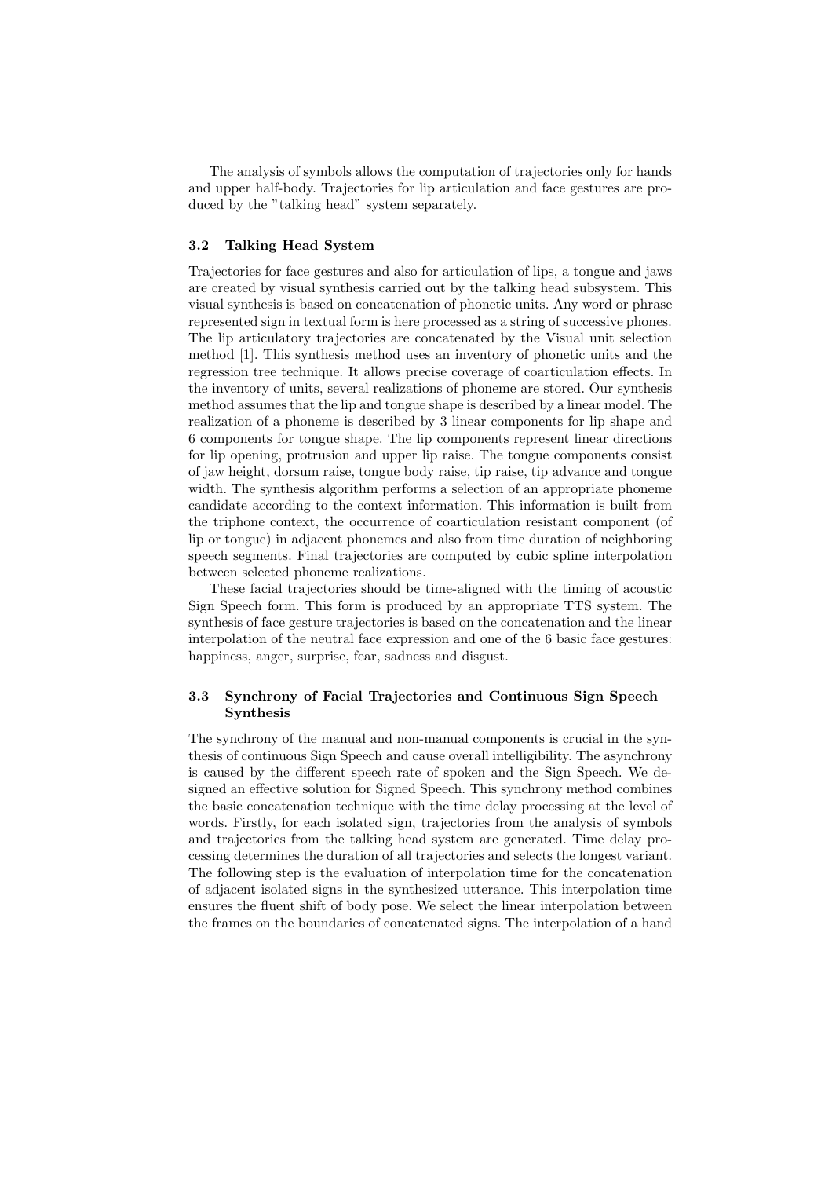The analysis of symbols allows the computation of trajectories only for hands and upper half-body. Trajectories for lip articulation and face gestures are produced by the "talking head" system separately.

### 3.2 Talking Head System

Trajectories for face gestures and also for articulation of lips, a tongue and jaws are created by visual synthesis carried out by the talking head subsystem. This visual synthesis is based on concatenation of phonetic units. Any word or phrase represented sign in textual form is here processed as a string of successive phones. The lip articulatory trajectories are concatenated by the Visual unit selection method [1]. This synthesis method uses an inventory of phonetic units and the regression tree technique. It allows precise coverage of coarticulation effects. In the inventory of units, several realizations of phoneme are stored. Our synthesis method assumes that the lip and tongue shape is described by a linear model. The realization of a phoneme is described by 3 linear components for lip shape and 6 components for tongue shape. The lip components represent linear directions for lip opening, protrusion and upper lip raise. The tongue components consist of jaw height, dorsum raise, tongue body raise, tip raise, tip advance and tongue width. The synthesis algorithm performs a selection of an appropriate phoneme candidate according to the context information. This information is built from the triphone context, the occurrence of coarticulation resistant component (of lip or tongue) in adjacent phonemes and also from time duration of neighboring speech segments. Final trajectories are computed by cubic spline interpolation between selected phoneme realizations.

These facial trajectories should be time-aligned with the timing of acoustic Sign Speech form. This form is produced by an appropriate TTS system. The synthesis of face gesture trajectories is based on the concatenation and the linear interpolation of the neutral face expression and one of the 6 basic face gestures: happiness, anger, surprise, fear, sadness and disgust.

### 3.3 Synchrony of Facial Trajectories and Continuous Sign Speech Synthesis

The synchrony of the manual and non-manual components is crucial in the synthesis of continuous Sign Speech and cause overall intelligibility. The asynchrony is caused by the different speech rate of spoken and the Sign Speech. We designed an effective solution for Signed Speech. This synchrony method combines the basic concatenation technique with the time delay processing at the level of words. Firstly, for each isolated sign, trajectories from the analysis of symbols and trajectories from the talking head system are generated. Time delay processing determines the duration of all trajectories and selects the longest variant. The following step is the evaluation of interpolation time for the concatenation of adjacent isolated signs in the synthesized utterance. This interpolation time ensures the fluent shift of body pose. We select the linear interpolation between the frames on the boundaries of concatenated signs. The interpolation of a hand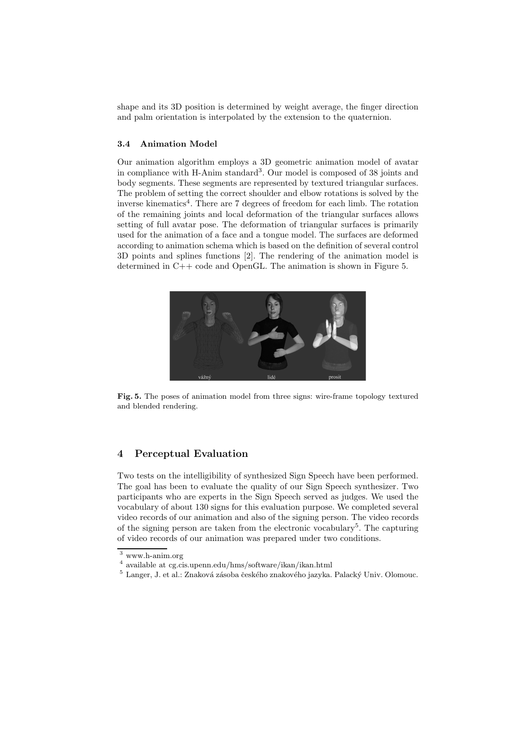shape and its 3D position is determined by weight average, the finger direction and palm orientation is interpolated by the extension to the quaternion.

### 3.4 Animation Model

Our animation algorithm employs a 3D geometric animation model of avatar in compliance with H-Anim standard[3]. Our model is composed of 38 joints and body segments. These segments are represented by textured triangular surfaces. The problem of setting the correct shoulder and elbow rotations is solved by the inverse kinematics[4]. There are 7 degrees of freedom for each limb. The rotation of the remaining joints and local deformation of the triangular surfaces allows setting of full avatar pose. The deformation of triangular surfaces is primarily used for the animation of a face and a tongue model. The surfaces are deformed according to animation schema which is based on the definition of several control 3D points and splines functions [2]. The rendering of the animation model is determined in C++ code and OpenGL. The animation is shown in Figure 5.

**Fig. 5.** The poses of animation model from three signs: wire-frame topology textured and blended rendering.

## 4 Perceptual Evaluation

Two tests on the intelligibility of synthesized Sign Speech have been performed. The goal has been to evaluate the quality of our Sign Speech synthesizer. Two participants who are experts in the Sign Speech served as judges. We used the vocabulary of about 130 signs for this evaluation purpose. We completed several video records of our animation and also of the signing person. The video records of the signing person are taken from the electronic vocabulary[5]. The capturing of video records of our animation was prepared under two conditions.

[3] www.h-anim.org

[4] available at cg.cis.upenn.edu/hms/software/ikan/ikan.html

[5] Langer, J. et al.: Znaková zásoba českého znakového jazyka. Palacký Univ. Olomouc.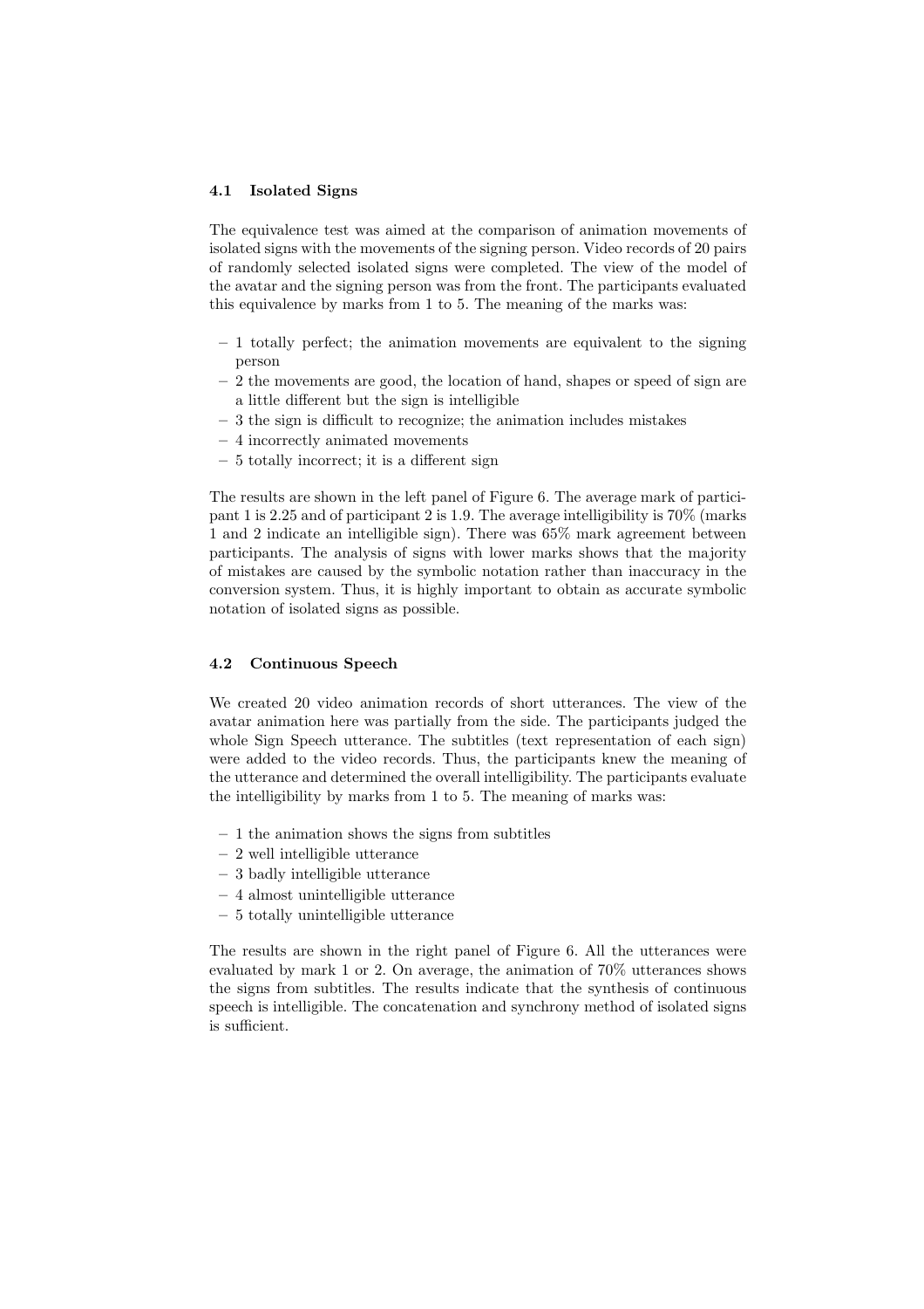### 4.1 Isolated Signs

The equivalence test was aimed at the comparison of animation movements of isolated signs with the movements of the signing person. Video records of 20 pairs of randomly selected isolated signs were completed. The view of the model of the avatar and the signing person was from the front. The participants evaluated this equivalence by marks from 1 to 5. The meaning of the marks was:

- 1 totally perfect; the animation movements are equivalent to the signing person
- 2 the movements are good, the location of hand, shapes or speed of sign are a little different but the sign is intelligible
- 3 the sign is difficult to recognize; the animation includes mistakes
- 4 incorrectly animated movements
- 5 totally incorrect; it is a different sign

The results are shown in the left panel of Figure 6. The average mark of participant 1 is 2.25 and of participant 2 is 1.9. The average intelligibility is 70% (marks 1 and 2 indicate an intelligible sign). There was 65% mark agreement between participants. The analysis of signs with lower marks shows that the majority of mistakes are caused by the symbolic notation rather than inaccuracy in the conversion system. Thus, it is highly important to obtain as accurate symbolic notation of isolated signs as possible.

### 4.2 Continuous Speech

We created 20 video animation records of short utterances. The view of the avatar animation here was partially from the side. The participants judged the whole Sign Speech utterance. The subtitles (text representation of each sign) were added to the video records. Thus, the participants knew the meaning of the utterance and determined the overall intelligibility. The participants evaluate the intelligibility by marks from 1 to 5. The meaning of marks was:

- 1 the animation shows the signs from subtitles
- 2 well intelligible utterance
- 3 badly intelligible utterance
- 4 almost unintelligible utterance
- 5 totally unintelligible utterance

The results are shown in the right panel of Figure 6. All the utterances were evaluated by mark 1 or 2. On average, the animation of 70% utterances shows the signs from subtitles. The results indicate that the synthesis of continuous speech is intelligible. The concatenation and synchrony method of isolated signs is sufficient.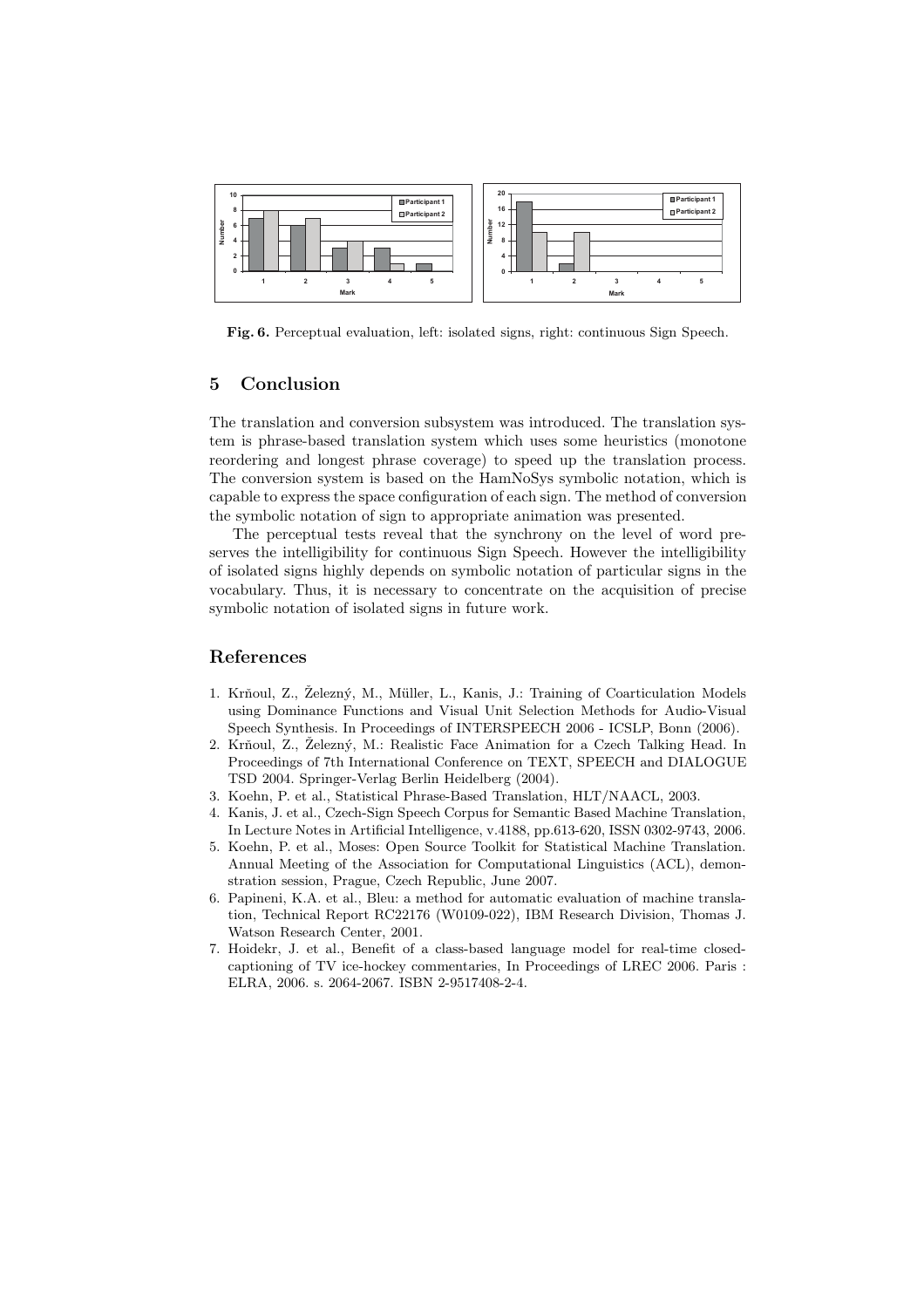10
8
6
4
2
0
Number
1 2 3 4 5
Mark
Participant 1
Participant 2

20
16
12
8
4
0
Number
1 2 3 4 5
Mark
Participant 1
Participant 2

**Fig. 6.** Perceptual evaluation, left: isolated signs, right: continuous Sign Speech.

## 5 Conclusion

The translation and conversion subsystem was introduced. The translation system is phrase-based translation system which uses some heuristics (monotone reordering and longest phrase coverage) to speed up the translation process. The conversion system is based on the HamNoSys symbolic notation, which is capable to express the space configuration of each sign. The method of conversion the symbolic notation of sign to appropriate animation was presented.

The perceptual tests reveal that the synchrony on the level of word preserves the intelligibility for continuous Sign Speech. However the intelligibility of isolated signs highly depends on symbolic notation of particular signs in the vocabulary. Thus, it is necessary to concentrate on the acquisition of precise symbolic notation of isolated signs in future work.

## References

1. Krňoul, Z., Železný, M., Müller, L., Kanis, J.: Training of Coarticulation Models using Dominance Functions and Visual Unit Selection Methods for Audio-Visual Speech Synthesis. In Proceedings of INTERSPEECH 2006 - ICSLP, Bonn (2006).
2. Krňoul, Z., Železný, M.: Realistic Face Animation for a Czech Talking Head. In Proceedings of 7th International Conference on TEXT, SPEECH and DIALOGUE TSD 2004. Springer-Verlag Berlin Heidelberg (2004).
3. Koehn, P. et al., Statistical Phrase-Based Translation, HLT/NAACL, 2003.
4. Kanis, J. et al., Czech-Sign Speech Corpus for Semantic Based Machine Translation, In Lecture Notes in Artificial Intelligence, v.4188, pp.613-620, ISSN 0302-9743, 2006.
5. Koehn, P. et al., Moses: Open Source Toolkit for Statistical Machine Translation. Annual Meeting of the Association for Computational Linguistics (ACL), demonstration session, Prague, Czech Republic, June 2007.
6. Papineni, K.A. et al., Bleu: a method for automatic evaluation of machine translation, Technical Report RC22176 (W0109-022), IBM Research Division, Thomas J. Watson Research Center, 2001.
7. Hoidekr, J. et al., Benefit of a class-based language model for real-time closed-captioning of TV ice-hockey commentaries, In Proceedings of LREC 2006. Paris : ELRA, 2006. s. 2064-2067. ISBN 2-9517408-2-4.